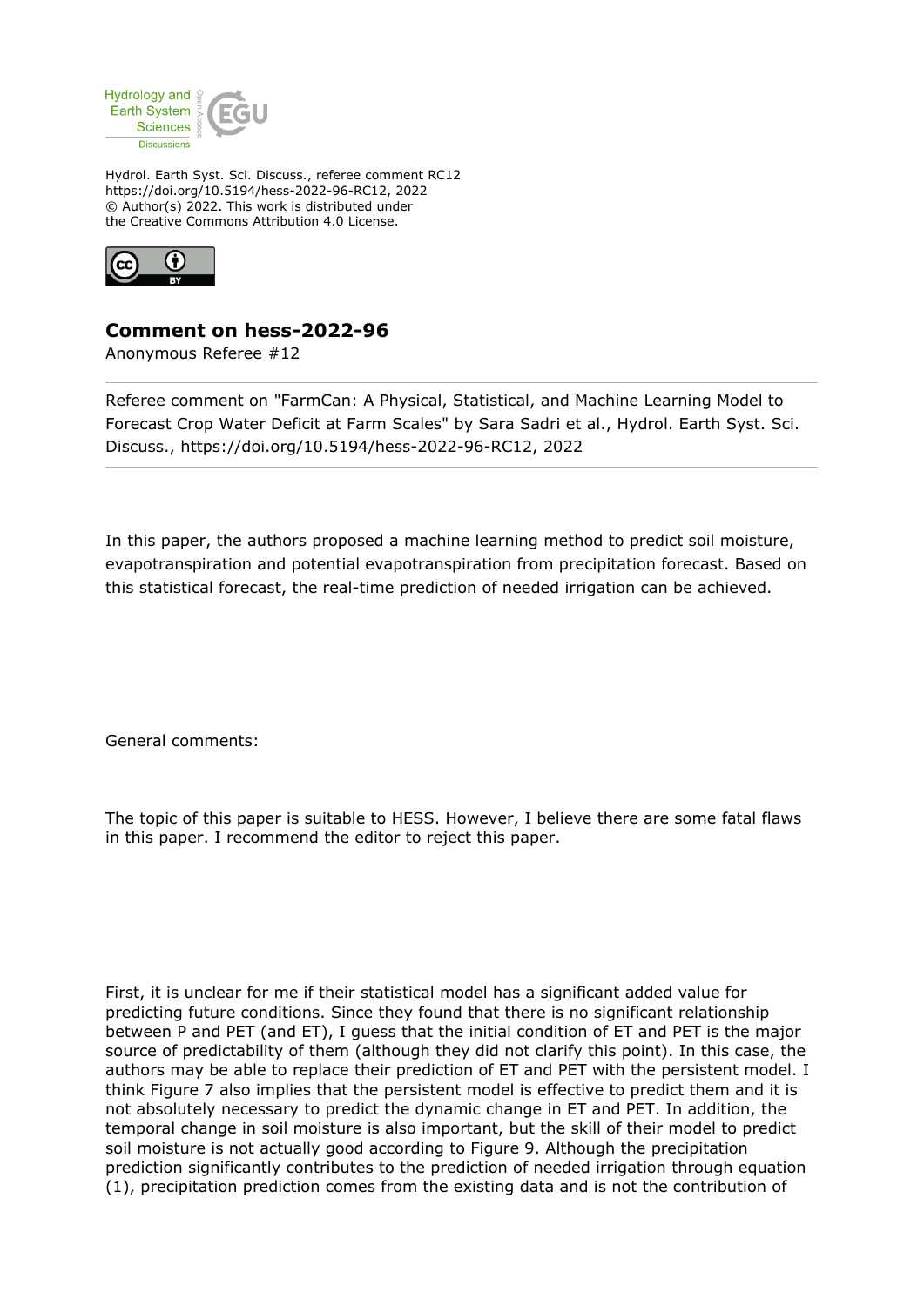Hydrol. Earth Syst. Sci. Discuss., referee comment RC12
https://doi.org/10.5194/hess-2022-96-RC12, 2022
© Author(s) 2022. This work is distributed under
the Creative Commons Attribution 4.0 License.

## Comment on hess-2022-96

Anonymous Referee #12

Referee comment on "FarmCan: A Physical, Statistical, and Machine Learning Model to Forecast Crop Water Deficit at Farm Scales" by Sara Sadri et al., Hydrol. Earth Syst. Sci. Discuss., https://doi.org/10.5194/hess-2022-96-RC12, 2022

In this paper, the authors proposed a machine learning method to predict soil moisture, evapotranspiration and potential evapotranspiration from precipitation forecast. Based on this statistical forecast, the real-time prediction of needed irrigation can be achieved.

General comments:

The topic of this paper is suitable to HESS. However, I believe there are some fatal flaws in this paper. I recommend the editor to reject this paper.

First, it is unclear for me if their statistical model has a significant added value for predicting future conditions. Since they found that there is no significant relationship between P and PET (and ET), I guess that the initial condition of ET and PET is the major source of predictability of them (although they did not clarify this point). In this case, the authors may be able to replace their prediction of ET and PET with the persistent model. I think Figure 7 also implies that the persistent model is effective to predict them and it is not absolutely necessary to predict the dynamic change in ET and PET. In addition, the temporal change in soil moisture is also important, but the skill of their model to predict soil moisture is not actually good according to Figure 9. Although the precipitation prediction significantly contributes to the prediction of needed irrigation through equation (1), precipitation prediction comes from the existing data and is not the contribution of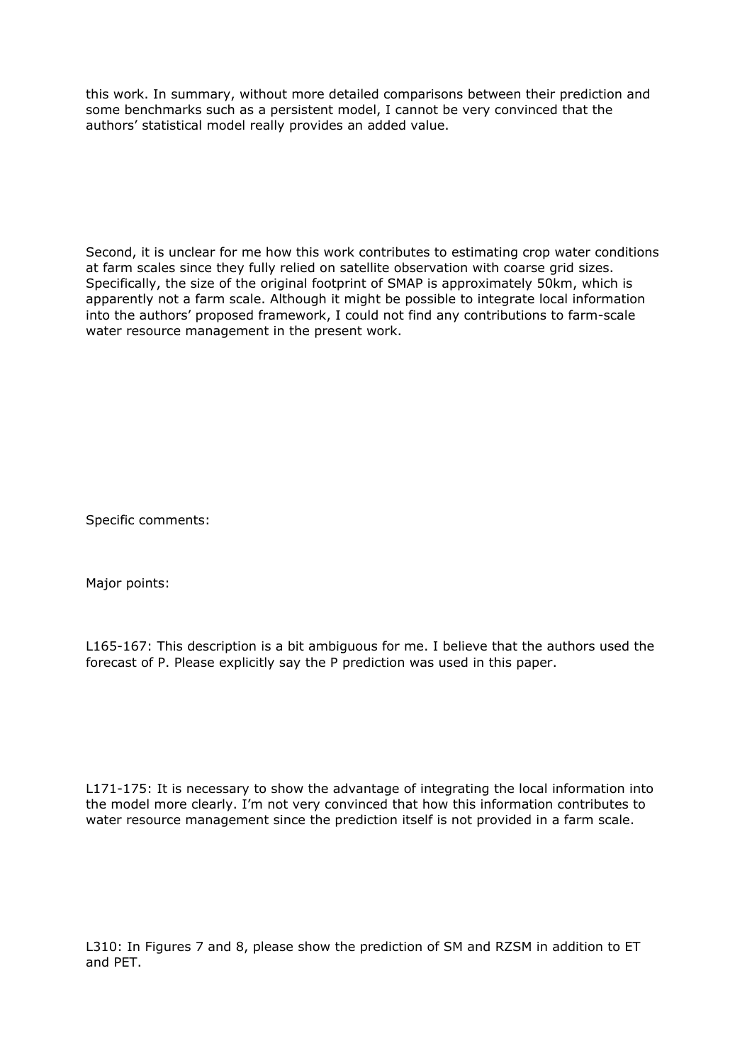this work. In summary, without more detailed comparisons between their prediction and some benchmarks such as a persistent model, I cannot be very convinced that the authors' statistical model really provides an added value.

Second, it is unclear for me how this work contributes to estimating crop water conditions at farm scales since they fully relied on satellite observation with coarse grid sizes. Specifically, the size of the original footprint of SMAP is approximately 50km, which is apparently not a farm scale. Although it might be possible to integrate local information into the authors' proposed framework, I could not find any contributions to farm-scale water resource management in the present work.

Specific comments:

Major points:

L165-167: This description is a bit ambiguous for me. I believe that the authors used the forecast of P. Please explicitly say the P prediction was used in this paper.

L171-175: It is necessary to show the advantage of integrating the local information into the model more clearly. I'm not very convinced that how this information contributes to water resource management since the prediction itself is not provided in a farm scale.

L310: In Figures 7 and 8, please show the prediction of SM and RZSM in addition to ET and PET.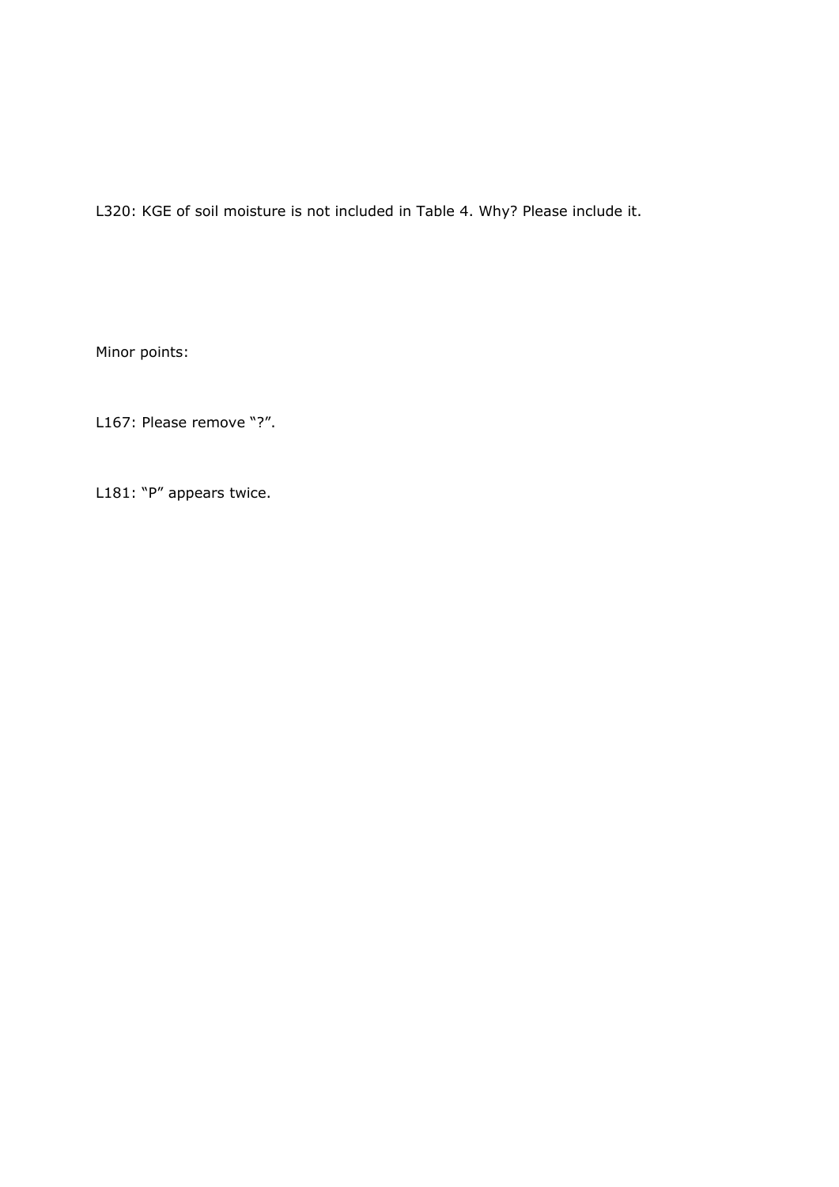L320: KGE of soil moisture is not included in Table 4. Why? Please include it.

Minor points:

L167: Please remove “?”.

L181: “P” appears twice.